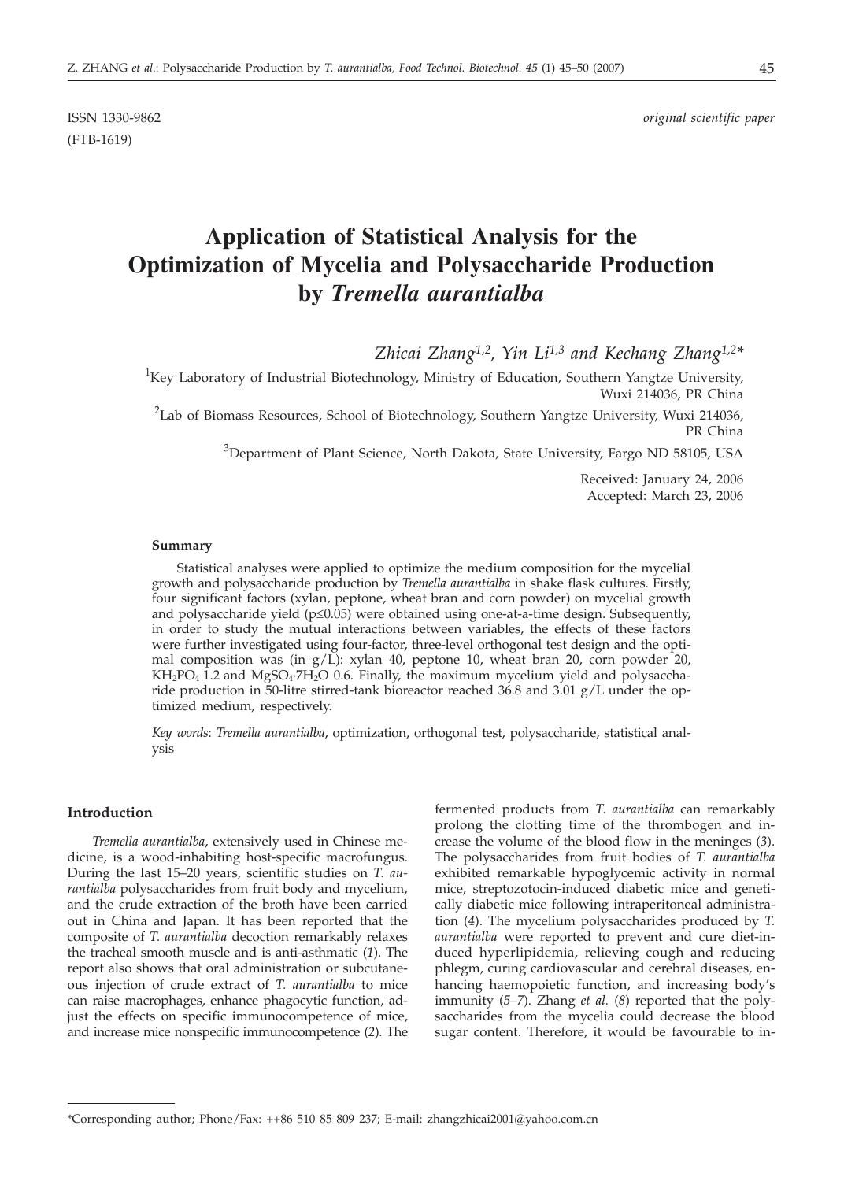ISSN 1330-9862 *original scientific paper*
(FTB-1619)

# Application of Statistical Analysis for the Optimization of Mycelia and Polysaccharide Production by *Tremella aurantialba*

*Zhicai Zhang[1,2], Yin Li[1,3] and Kechang Zhang[1,2]**

[1]Key Laboratory of Industrial Biotechnology, Ministry of Education, Southern Yangtze University, Wuxi 214036, PR China

[2]Lab of Biomass Resources, School of Biotechnology, Southern Yangtze University, Wuxi 214036, PR China

[3]Department of Plant Science, North Dakota, State University, Fargo ND 58105, USA

Received: January 24, 2006
Accepted: March 23, 2006

#### Summary

Statistical analyses were applied to optimize the medium composition for the mycelial growth and polysaccharide production by *Tremella aurantialba* in shake flask cultures. Firstly, four significant factors (xylan, peptone, wheat bran and corn powder) on mycelial growth and polysaccharide yield ($p \leq 0.05$) were obtained using one-at-a-time design. Subsequently, in order to study the mutual interactions between variables, the effects of these factors were further investigated using four-factor, three-level orthogonal test design and the optimal composition was (in g/L): xylan 40, peptone 10, wheat bran 20, corn powder 20, $KH_2PO_4$ 1.2 and $MgSO_4 \cdot 7H_2O$ 0.6. Finally, the maximum mycelium yield and polysaccharide production in 50-litre stirred-tank bioreactor reached 36.8 and 3.01 g/L under the optimized medium, respectively.

*Key words*: *Tremella aurantialba*, optimization, orthogonal test, polysaccharide, statistical analysis

## Introduction

*Tremella aurantialba*, extensively used in Chinese medicine, is a wood-inhabiting host-specific macrofungus. During the last 15–20 years, scientific studies on *T. aurantialba* polysaccharides from fruit body and mycelium, and the crude extraction of the broth have been carried out in China and Japan. It has been reported that the composite of *T. aurantialba* decoction remarkably relaxes the tracheal smooth muscle and is anti-asthmatic (*1*). The report also shows that oral administration or subcutaneous injection of crude extract of *T. aurantialba* to mice can raise macrophages, enhance phagocytic function, adjust the effects on specific immunocompetence of mice, and increase mice nonspecific immunocompetence (*2*). The fermented products from *T. aurantialba* can remarkably prolong the clotting time of the thrombogen and increase the volume of the blood flow in the meninges (*3*). The polysaccharides from fruit bodies of *T. aurantialba* exhibited remarkable hypoglycemic activity in normal mice, streptozotocin-induced diabetic mice and genetically diabetic mice following intraperitoneal administration (*4*). The mycelium polysaccharides produced by *T. aurantialba* were reported to prevent and cure diet-induced hyperlipidemia, relieving cough and reducing phlegm, curing cardiovascular and cerebral diseases, enhancing haemopoietic function, and increasing body's immunity (*5–7*). Zhang *et al.* (*8*) reported that the polysaccharides from the mycelia could decrease the blood sugar content. Therefore, it would be favourable to in-

---

*Corresponding author; Phone/Fax: ++86 510 85 809 237; E-mail: zhangzhicai2001@yahoo.com.cn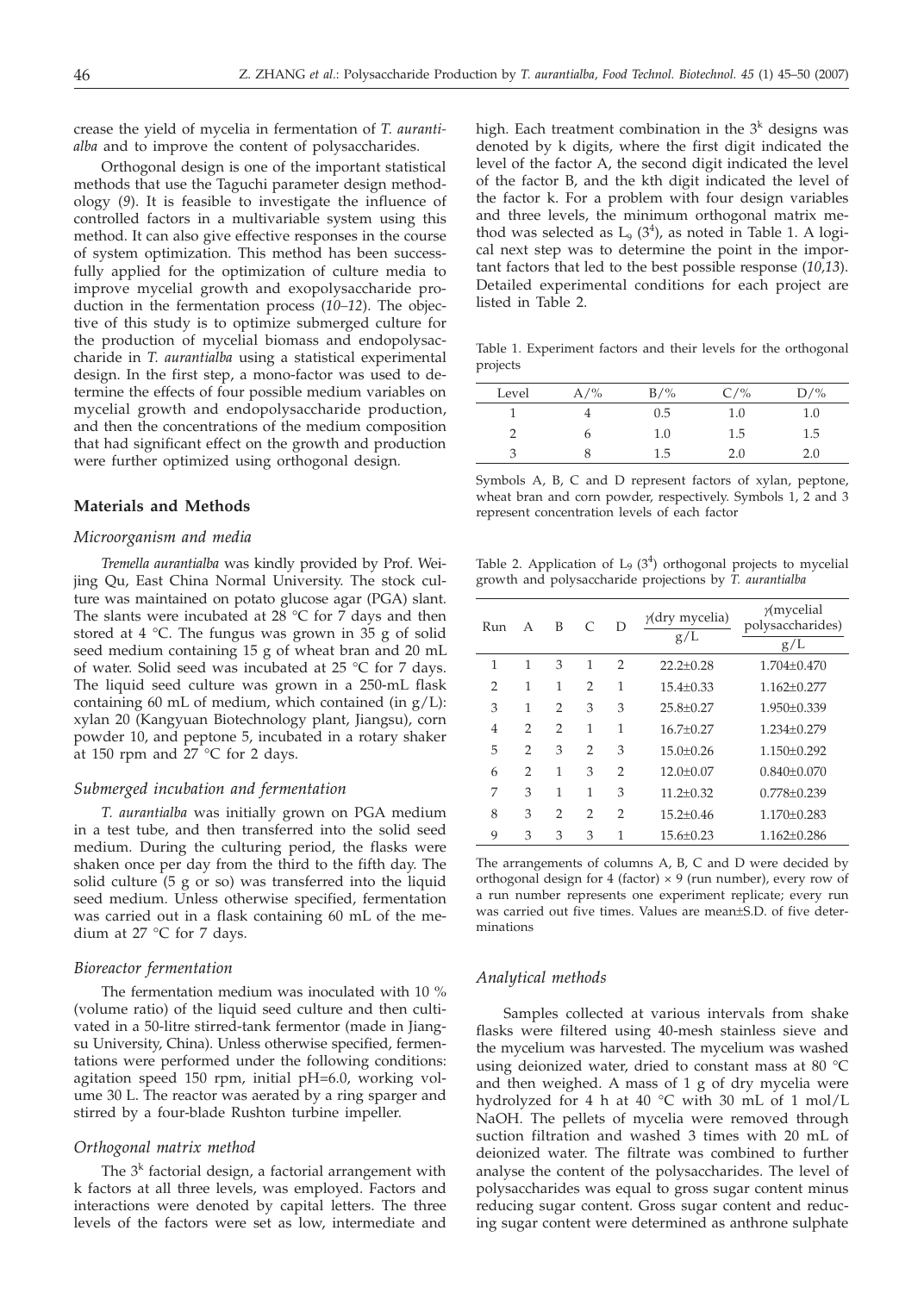crease the yield of mycelia in fermentation of *T. aurantialba* and to improve the content of polysaccharides.

Orthogonal design is one of the important statistical methods that use the Taguchi parameter design methodology (*9*). It is feasible to investigate the influence of controlled factors in a multivariable system using this method. It can also give effective responses in the course of system optimization. This method has been successfully applied for the optimization of culture media to improve mycelial growth and exopolysaccharide production in the fermentation process (*10–12*). The objective of this study is to optimize submerged culture for the production of mycelial biomass and endopolysaccharide in *T. aurantialba* using a statistical experimental design. In the first step, a mono-factor was used to determine the effects of four possible medium variables on mycelial growth and endopolysaccharide production, and then the concentrations of the medium composition that had significant effect on the growth and production were further optimized using orthogonal design.

## Materials and Methods

### *Microorganism and media*

*Tremella aurantialba* was kindly provided by Prof. Weijing Qu, East China Normal University. The stock culture was maintained on potato glucose agar (PGA) slant. The slants were incubated at 28 °C for 7 days and then stored at 4 °C. The fungus was grown in 35 g of solid seed medium containing 15 g of wheat bran and 20 mL of water. Solid seed was incubated at 25 °C for 7 days. The liquid seed culture was grown in a 250-mL flask containing 60 mL of medium, which contained (in g/L): xylan 20 (Kangyuan Biotechnology plant, Jiangsu), corn powder 10, and peptone 5, incubated in a rotary shaker at 150 rpm and 27 °C for 2 days.

### *Submerged incubation and fermentation*

*T. aurantialba* was initially grown on PGA medium in a test tube, and then transferred into the solid seed medium. During the culturing period, the flasks were shaken once per day from the third to the fifth day. The solid culture (5 g or so) was transferred into the liquid seed medium. Unless otherwise specified, fermentation was carried out in a flask containing 60 mL of the medium at 27 °C for 7 days.

### *Bioreactor fermentation*

The fermentation medium was inoculated with 10 % (volume ratio) of the liquid seed culture and then cultivated in a 50-litre stirred-tank fermentor (made in Jiangsu University, China). Unless otherwise specified, fermentations were performed under the following conditions: agitation speed 150 rpm, initial pH=6.0, working volume 30 L. The reactor was aerated by a ring sparger and stirred by a four-blade Rushton turbine impeller.

### *Orthogonal matrix method*

The $3^k$ factorial design, a factorial arrangement with k factors at all three levels, was employed. Factors and interactions were denoted by capital letters. The three levels of the factors were set as low, intermediate and high. Each treatment combination in the $3^k$ designs was denoted by k digits, where the first digit indicated the level of the factor A, the second digit indicated the level of the factor B, and the kth digit indicated the level of the factor k. For a problem with four design variables and three levels, the minimum orthogonal matrix method was selected as $L_9$ ($3^4$), as noted in Table 1. A logical next step was to determine the point in the important factors that led to the best possible response (*10,13*). Detailed experimental conditions for each project are listed in Table 2.

Table 1. Experiment factors and their levels for the orthogonal projects

| Level | A/% | B/% | C/% | D/% |
|---|---|---|---|---|
| 1 | 4 | 0.5 | 1.0 | 1.0 |
| 2 | 6 | 1.0 | 1.5 | 1.5 |
| 3 | 8 | 1.5 | 2.0 | 2.0 |

Symbols A, B, C and D represent factors of xylan, peptone, wheat bran and corn powder, respectively. Symbols 1, 2 and 3 represent concentration levels of each factor

Table 2. Application of $L_9$ ($3^4$) orthogonal projects to mycelial growth and polysaccharide projections by *T. aurantialba*

| Run | A | B | C | D | $\gamma$(dry mycelia) g/L | $\gamma$(mycelial polysaccharides) g/L |
|---|---|---|---|---|---|---|
| 1 | 1 | 3 | 1 | 2 | 22.2±0.28 | 1.704±0.470 |
| 2 | 1 | 1 | 2 | 1 | 15.4±0.33 | 1.162±0.277 |
| 3 | 1 | 2 | 3 | 3 | 25.8±0.27 | 1.950±0.339 |
| 4 | 2 | 2 | 1 | 1 | 16.7±0.27 | 1.234±0.279 |
| 5 | 2 | 3 | 2 | 3 | 15.0±0.26 | 1.150±0.292 |
| 6 | 2 | 1 | 3 | 2 | 12.0±0.07 | 0.840±0.070 |
| 7 | 3 | 1 | 1 | 3 | 11.2±0.32 | 0.778±0.239 |
| 8 | 3 | 2 | 2 | 2 | 15.2±0.46 | 1.170±0.283 |
| 9 | 3 | 3 | 3 | 1 | 15.6±0.23 | 1.162±0.286 |

The arrangements of columns A, B, C and D were decided by orthogonal design for 4 (factor) × 9 (run number), every row of a run number represents one experiment replicate; every run was carried out five times. Values are mean±S.D. of five determinations

### *Analytical methods*

Samples collected at various intervals from shake flasks were filtered using 40-mesh stainless sieve and the mycelium was harvested. The mycelium was washed using deionized water, dried to constant mass at 80 °C and then weighed. A mass of 1 g of dry mycelia were hydrolyzed for 4 h at 40 °C with 30 mL of 1 mol/L NaOH. The pellets of mycelia were removed through suction filtration and washed 3 times with 20 mL of deionized water. The filtrate was combined to further analyse the content of the polysaccharides. The level of polysaccharides was equal to gross sugar content minus reducing sugar content. Gross sugar content and reducing sugar content were determined as anthrone sulphate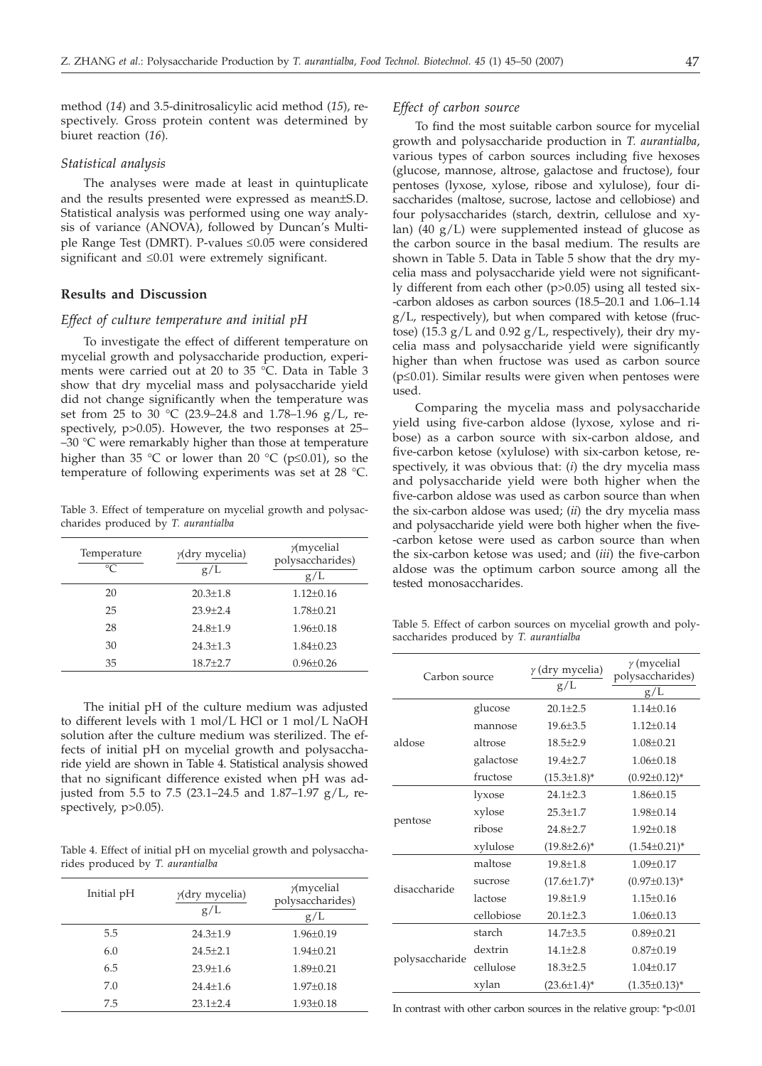method (*14*) and 3.5-dinitrosalicylic acid method (*15*), respectively. Gross protein content was determined by biuret reaction (*16*).

### *Statistical analysis*

The analyses were made at least in quintuplicate and the results presented were expressed as mean±S.D. Statistical analysis was performed using one way analysis of variance (ANOVA), followed by Duncan's Multiple Range Test (DMRT). P-values ≤0.05 were considered significant and ≤0.01 were extremely significant.

## Results and Discussion

### *Effect of culture temperature and initial pH*

To investigate the effect of different temperature on mycelial growth and polysaccharide production, experiments were carried out at 20 to 35 °C. Data in Table 3 show that dry mycelial mass and polysaccharide yield did not change significantly when the temperature was set from 25 to 30 °C (23.9–24.8 and 1.78–1.96 g/L, respectively, p>0.05). However, the two responses at 25–30 °C were remarkably higher than those at temperature higher than 35 °C or lower than 20 °C (p≤0.01), so the temperature of following experiments was set at 28 °C.

Table 3. Effect of temperature on mycelial growth and polysaccharides produced by *T. aurantialba*

| Temperature / °C | $\gamma$(dry mycelia) / g/L | $\gamma$(mycelial polysaccharides) / g/L |
|---|---|---|
| 20 | 20.3±1.8 | 1.12±0.16 |
| 25 | 23.9±2.4 | 1.78±0.21 |
| 28 | 24.8±1.9 | 1.96±0.18 |
| 30 | 24.3±1.3 | 1.84±0.23 |
| 35 | 18.7±2.7 | 0.96±0.26 |

The initial pH of the culture medium was adjusted to different levels with 1 mol/L HCl or 1 mol/L NaOH solution after the culture medium was sterilized. The effects of initial pH on mycelial growth and polysaccharide yield are shown in Table 4. Statistical analysis showed that no significant difference existed when pH was adjusted from 5.5 to 7.5 (23.1–24.5 and 1.87–1.97 g/L, respectively, p>0.05).

Table 4. Effect of initial pH on mycelial growth and polysaccharides produced by *T. aurantialba*

| Initial pH | $\gamma$(dry mycelia) / g/L | $\gamma$(mycelial polysaccharides) / g/L |
|---|---|---|
| 5.5 | 24.3±1.9 | 1.96±0.19 |
| 6.0 | 24.5±2.1 | 1.94±0.21 |
| 6.5 | 23.9±1.6 | 1.89±0.21 |
| 7.0 | 24.4±1.6 | 1.97±0.18 |
| 7.5 | 23.1±2.4 | 1.93±0.18 |

### *Effect of carbon source*

To find the most suitable carbon source for mycelial growth and polysaccharide production in *T. aurantialba*, various types of carbon sources including five hexoses (glucose, mannose, altrose, galactose and fructose), four pentoses (lyxose, xylose, ribose and xylulose), four disaccharides (maltose, sucrose, lactose and cellobiose) and four polysaccharides (starch, dextrin, cellulose and xylan) (40 g/L) were supplemented instead of glucose as the carbon source in the basal medium. The results are shown in Table 5. Data in Table 5 show that the dry mycelia mass and polysaccharide yield were not significantly different from each other (p>0.05) using all tested six-carbon aldoses as carbon sources (18.5–20.1 and 1.06–1.14 g/L, respectively), but when compared with ketose (fructose) (15.3 g/L and 0.92 g/L, respectively), their dry mycelia mass and polysaccharide yield were significantly higher than when fructose was used as carbon source (p≤0.01). Similar results were given when pentoses were used.

Comparing the mycelia mass and polysaccharide yield using five-carbon aldose (lyxose, xylose and ribose) as a carbon source with six-carbon aldose, and five-carbon ketose (xylulose) with six-carbon ketose, respectively, it was obvious that: (*i*) the dry mycelia mass and polysaccharide yield were both higher when the five-carbon aldose was used as carbon source than when the six-carbon aldose was used; (*ii*) the dry mycelia mass and polysaccharide yield were both higher when the five-carbon ketose were used as carbon source than when the six-carbon ketose was used; and (*iii*) the five-carbon aldose was the optimum carbon source among all the tested monosaccharides.

Table 5. Effect of carbon sources on mycelial growth and polysaccharides produced by *T. aurantialba*

| Carbon source | | $\gamma$ (dry mycelia) / g/L | $\gamma$ (mycelial polysaccharides) / g/L |
|---|---|---|---|
| aldose | glucose | 20.1±2.5 | 1.14±0.16 |
| | mannose | 19.6±3.5 | 1.12±0.14 |
| | altrose | 18.5±2.9 | 1.08±0.21 |
| | galactose | 19.4±2.7 | 1.06±0.18 |
| | fructose | (15.3±1.8)* | (0.92±0.12)* |
| pentose | lyxose | 24.1±2.3 | 1.86±0.15 |
| | xylose | 25.3±1.7 | 1.98±0.14 |
| | ribose | 24.8±2.7 | 1.92±0.18 |
| | xylulose | (19.8±2.6)* | (1.54±0.21)* |
| disaccharide | maltose | 19.8±1.8 | 1.09±0.17 |
| | sucrose | (17.6±1.7)* | (0.97±0.13)* |
| | lactose | 19.8±1.9 | 1.15±0.16 |
| | cellobiose | 20.1±2.3 | 1.06±0.13 |
| polysaccharide | starch | 14.7±3.5 | 0.89±0.21 |
| | dextrin | 14.1±2.8 | 0.87±0.19 |
| | cellulose | 18.3±2.5 | 1.04±0.17 |
| | xylan | (23.6±1.4)* | (1.35±0.13)* |

In contrast with other carbon sources in the relative group: *p<0.01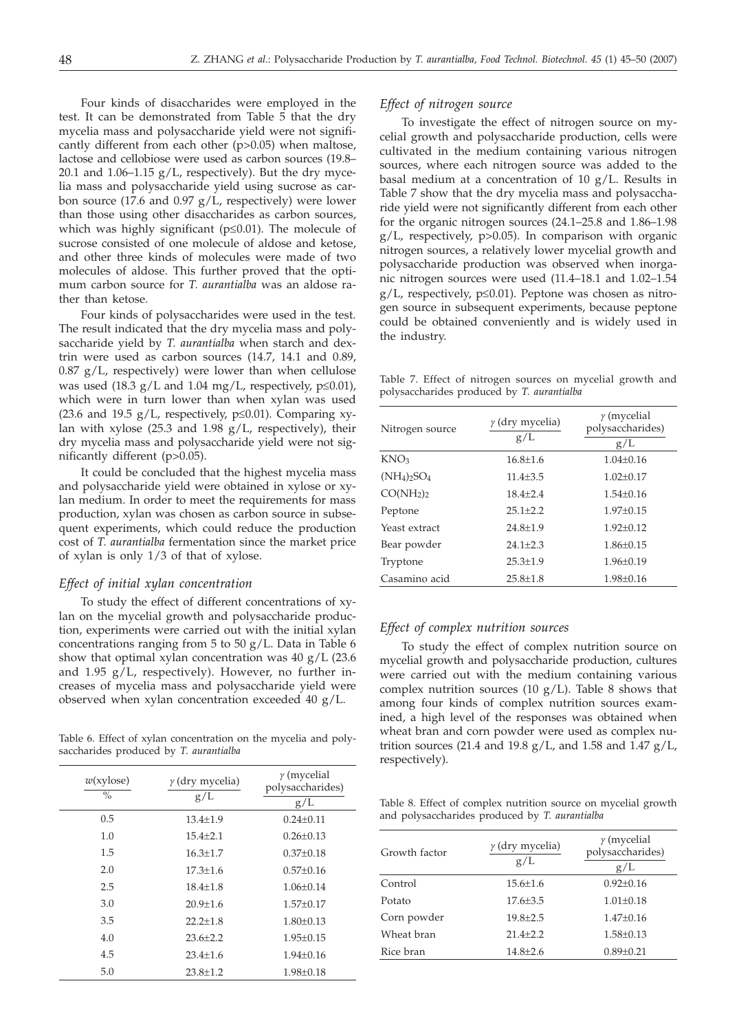Four kinds of disaccharides were employed in the test. It can be demonstrated from Table 5 that the dry mycelia mass and polysaccharide yield were not significantly different from each other ($p>0.05$) when maltose, lactose and cellobiose were used as carbon sources (19.8–20.1 and 1.06–1.15 g/L, respectively). But the dry mycelia mass and polysaccharide yield using sucrose as carbon source (17.6 and 0.97 g/L, respectively) were lower than those using other disaccharides as carbon sources, which was highly significant ($p\leq0.01$). The molecule of sucrose consisted of one molecule of aldose and ketose, and other three kinds of molecules were made of two molecules of aldose. This further proved that the optimum carbon source for *T. aurantialba* was an aldose rather than ketose.

Four kinds of polysaccharides were used in the test. The result indicated that the dry mycelia mass and polysaccharide yield by *T. aurantialba* when starch and dextrin were used as carbon sources (14.7, 14.1 and 0.89, 0.87 g/L, respectively) were lower than when cellulose was used (18.3 g/L and 1.04 mg/L, respectively, $p\leq0.01$), which were in turn lower than when xylan was used (23.6 and 19.5 g/L, respectively, $p\leq0.01$). Comparing xylan with xylose (25.3 and 1.98 g/L, respectively), their dry mycelia mass and polysaccharide yield were not significantly different ($p>0.05$).

It could be concluded that the highest mycelia mass and polysaccharide yield were obtained in xylose or xylan medium. In order to meet the requirements for mass production, xylan was chosen as carbon source in subsequent experiments, which could reduce the production cost of *T. aurantialba* fermentation since the market price of xylan is only 1/3 of that of xylose.

### *Effect of initial xylan concentration*

To study the effect of different concentrations of xylan on the mycelial growth and polysaccharide production, experiments were carried out with the initial xylan concentrations ranging from 5 to 50 g/L. Data in Table 6 show that optimal xylan concentration was 40 g/L (23.6 and 1.95 g/L, respectively). However, no further increases of mycelia mass and polysaccharide yield were observed when xylan concentration exceeded 40 g/L.

Table 6. Effect of xylan concentration on the mycelia and polysaccharides produced by *T. aurantialba*

| $w$(xylose) / % | $\gamma$ (dry mycelia) / g/L | $\gamma$ (mycelial polysaccharides) / g/L |
|---|---|---|
| 0.5 | 13.4±1.9 | 0.24±0.11 |
| 1.0 | 15.4±2.1 | 0.26±0.13 |
| 1.5 | 16.3±1.7 | 0.37±0.18 |
| 2.0 | 17.3±1.6 | 0.57±0.16 |
| 2.5 | 18.4±1.8 | 1.06±0.14 |
| 3.0 | 20.9±1.6 | 1.57±0.17 |
| 3.5 | 22.2±1.8 | 1.80±0.13 |
| 4.0 | 23.6±2.2 | 1.95±0.15 |
| 4.5 | 23.4±1.6 | 1.94±0.16 |
| 5.0 | 23.8±1.2 | 1.98±0.18 |

### *Effect of nitrogen source*

To investigate the effect of nitrogen source on mycelial growth and polysaccharide production, cells were cultivated in the medium containing various nitrogen sources, where each nitrogen source was added to the basal medium at a concentration of 10 g/L. Results in Table 7 show that the dry mycelia mass and polysaccharide yield were not significantly different from each other for the organic nitrogen sources (24.1–25.8 and 1.86–1.98 g/L, respectively, $p>0.05$). In comparison with organic nitrogen sources, a relatively lower mycelial growth and polysaccharide production was observed when inorganic nitrogen sources were used (11.4–18.1 and 1.02–1.54 g/L, respectively, $p\leq0.01$). Peptone was chosen as nitrogen source in subsequent experiments, because peptone could be obtained conveniently and is widely used in the industry.

Table 7. Effect of nitrogen sources on mycelial growth and polysaccharides produced by *T. aurantialba*

| Nitrogen source | $\gamma$ (dry mycelia) / g/L | $\gamma$ (mycelial polysaccharides) / g/L |
|---|---|---|
| $KNO_3$ | 16.8±1.6 | 1.04±0.16 |
| $(NH_4)_2SO_4$ | 11.4±3.5 | 1.02±0.17 |
| $CO(NH_2)_2$ | 18.4±2.4 | 1.54±0.16 |
| Peptone | 25.1±2.2 | 1.97±0.15 |
| Yeast extract | 24.8±1.9 | 1.92±0.12 |
| Bear powder | 24.1±2.3 | 1.86±0.15 |
| Tryptone | 25.3±1.9 | 1.96±0.19 |
| Casamino acid | 25.8±1.8 | 1.98±0.16 |

### *Effect of complex nutrition sources*

To study the effect of complex nutrition source on mycelial growth and polysaccharide production, cultures were carried out with the medium containing various complex nutrition sources (10 g/L). Table 8 shows that among four kinds of complex nutrition sources examined, a high level of the responses was obtained when wheat bran and corn powder were used as complex nutrition sources (21.4 and 19.8 g/L, and 1.58 and 1.47 g/L, respectively).

Table 8. Effect of complex nutrition source on mycelial growth and polysaccharides produced by *T. aurantialba*

| Growth factor | $\gamma$ (dry mycelia) / g/L | $\gamma$ (mycelial polysaccharides) / g/L |
|---|---|---|
| Control | 15.6±1.6 | 0.92±0.16 |
| Potato | 17.6±3.5 | 1.01±0.18 |
| Corn powder | 19.8±2.5 | 1.47±0.16 |
| Wheat bran | 21.4±2.2 | 1.58±0.13 |
| Rice bran | 14.8±2.6 | 0.89±0.21 |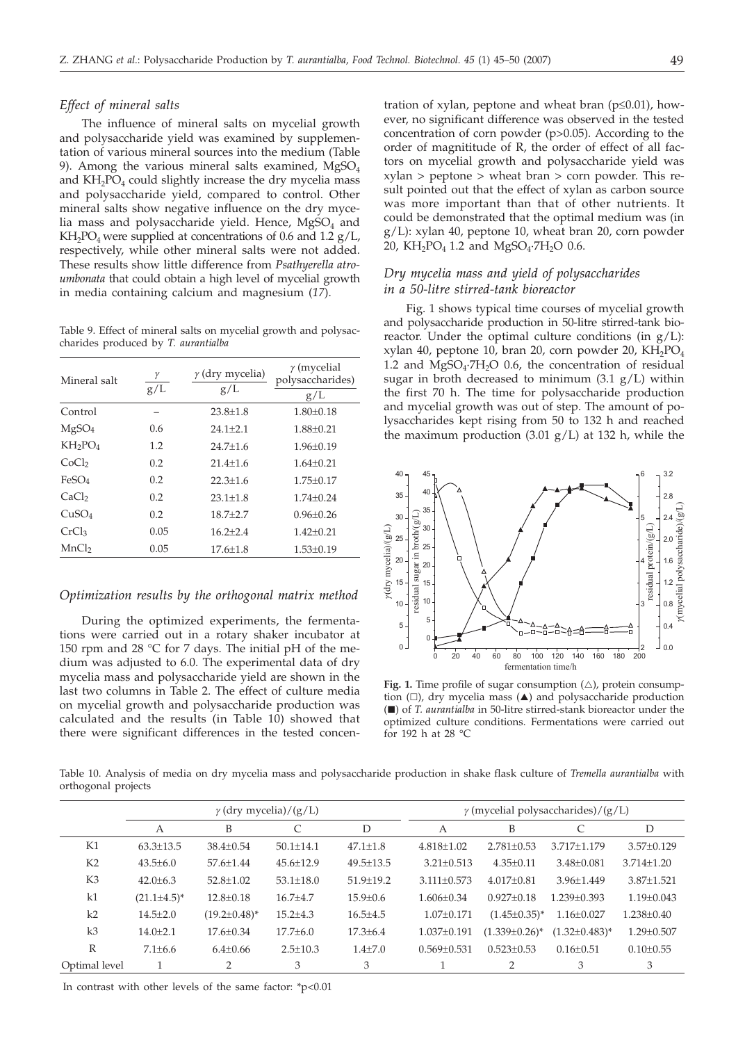### *Effect of mineral salts*

The influence of mineral salts on mycelial growth and polysaccharide yield was examined by supplementation of various mineral sources into the medium (Table 9). Among the various mineral salts examined, $MgSO_4$ and $KH_2PO_4$ could slightly increase the dry mycelia mass and polysaccharide yield, compared to control. Other mineral salts show negative influence on the dry mycelia mass and polysaccharide yield. Hence, $MgSO_4$ and $KH_2PO_4$ were supplied at concentrations of 0.6 and 1.2 g/L, respectively, while other mineral salts were not added. These results show little difference from *Psathyerella atroumbonata* that could obtain a high level of mycelial growth in media containing calcium and magnesium (*17*).

Table 9. Effect of mineral salts on mycelial growth and polysaccharides produced by *T. aurantialba*

| Mineral salt | $\gamma$ g/L | $\gamma$ (dry mycelia) g/L | $\gamma$ (mycelial polysaccharides) g/L |
|---|---|---|---|
| Control | – | 23.8±1.8 | 1.80±0.18 |
| $MgSO_4$ | 0.6 | 24.1±2.1 | 1.88±0.21 |
| $KH_2PO_4$ | 1.2 | 24.7±1.6 | 1.96±0.19 |
| $CoCl_2$ | 0.2 | 21.4±1.6 | 1.64±0.21 |
| $FeSO_4$ | 0.2 | 22.3±1.6 | 1.75±0.17 |
| $CaCl_2$ | 0.2 | 23.1±1.8 | 1.74±0.24 |
| $CuSO_4$ | 0.2 | 18.7±2.7 | 0.96±0.26 |
| $CrCl_3$ | 0.05 | 16.2±2.4 | 1.42±0.21 |
| $MnCl_2$ | 0.05 | 17.6±1.8 | 1.53±0.19 |

### *Optimization results by the orthogonal matrix method*

During the optimized experiments, the fermentations were carried out in a rotary shaker incubator at 150 rpm and 28 °C for 7 days. The initial pH of the medium was adjusted to 6.0. The experimental data of dry mycelia mass and polysaccharide yield are shown in the last two columns in Table 2. The effect of culture media on mycelial growth and polysaccharide production was calculated and the results (in Table 10) showed that there were significant differences in the tested concentration of xylan, peptone and wheat bran ($p \leq 0.01$), however, no significant difference was observed in the tested concentration of corn powder ($p > 0.05$). According to the order of magnititude of R, the order of effect of all factors on mycelial growth and polysaccharide yield was xylan > peptone > wheat bran > corn powder. This result pointed out that the effect of xylan as carbon source was more important than that of other nutrients. It could be demonstrated that the optimal medium was (in g/L): xylan 40, peptone 10, wheat bran 20, corn powder 20, $KH_2PO_4$ 1.2 and $MgSO_4 \cdot 7H_2O$ 0.6.

### *Dry mycelia mass and yield of polysaccharides in a 50-litre stirred-tank bioreactor*

Fig. 1 shows typical time courses of mycelial growth and polysaccharide production in 50-litre stirred-tank bioreactor. Under the optimal culture conditions (in g/L): xylan 40, peptone 10, bran 20, corn powder 20, $KH_2PO_4$ 1.2 and $MgSO_4 \cdot 7H_2O$ 0.6, the concentration of residual sugar in broth decreased to minimum (3.1 g/L) within the first 70 h. The time for polysaccharide production and mycelial growth was out of step. The amount of polysaccharides kept rising from 50 to 132 h and reached the maximum production (3.01 g/L) at 132 h, while the

**Fig. 1.** Time profile of sugar consumption (△), protein consumption (□), dry mycelia mass (▲) and polysaccharide production (■) of *T. aurantialba* in 50-litre stirred-stank bioreactor under the optimized culture conditions. Fermentations were carried out for 192 h at 28 °C

Table 10. Analysis of media on dry mycelia mass and polysaccharide production in shake flask culture of *Tremella aurantialba* with orthogonal projects

| | $\gamma$ (dry mycelia)/(g/L) | | | | $\gamma$ (mycelial polysaccharides)/(g/L) | | | |
|---|---|---|---|---|---|---|---|---|
| | A | B | C | D | A | B | C | D |
| K1 | 63.3±13.5 | 38.4±0.54 | 50.1±14.1 | 47.1±1.8 | 4.818±1.02 | 2.781±0.53 | 3.717±1.179 | 3.57±0.129 |
| K2 | 43.5±6.0 | 57.6±1.44 | 45.6±12.9 | 49.5±13.5 | 3.21±0.513 | 4.35±0.11 | 3.48±0.081 | 3.714±1.20 |
| K3 | 42.0±6.3 | 52.8±1.02 | 53.1±18.0 | 51.9±19.2 | 3.111±0.573 | 4.017±0.81 | 3.96±1.449 | 3.87±1.521 |
| k1 | (21.1±4.5)* | 12.8±0.18 | 16.7±4.7 | 15.9±0.6 | 1.606±0.34 | 0.927±0.18 | 1.239±0.393 | 1.19±0.043 |
| k2 | 14.5±2.0 | (19.2±0.48)* | 15.2±4.3 | 16.5±4.5 | 1.07±0.171 | (1.45±0.35)* | 1.16±0.027 | 1.238±0.40 |
| k3 | 14.0±2.1 | 17.6±0.34 | 17.7±6.0 | 17.3±6.4 | 1.037±0.191 | (1.339±0.26)* | (1.32±0.483)* | 1.29±0.507 |
| R | 7.1±6.6 | 6.4±0.66 | 2.5±10.3 | 1.4±7.0 | 0.569±0.531 | 0.523±0.53 | 0.16±0.51 | 0.10±0.55 |
| Optimal level | 1 | 2 | 3 | 3 | 1 | 2 | 3 | 3 |

In contrast with other levels of the same factor: *$p<0.01$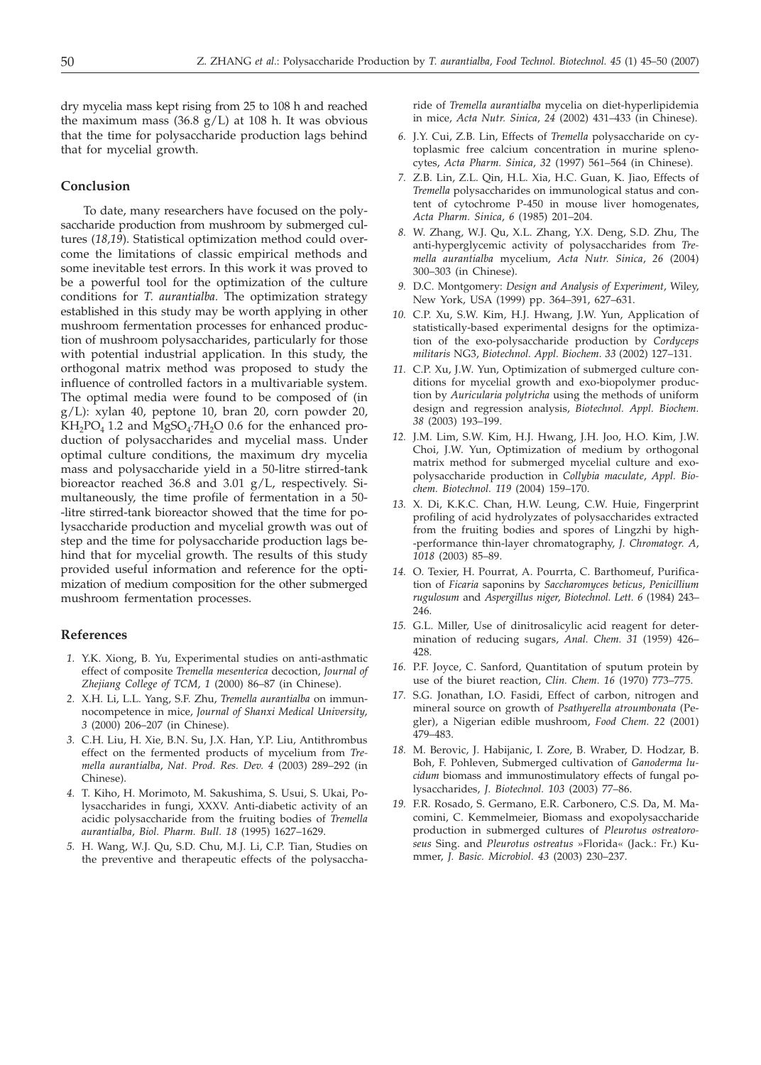dry mycelia mass kept rising from 25 to 108 h and reached the maximum mass (36.8 g/L) at 108 h. It was obvious that the time for polysaccharide production lags behind that for mycelial growth.

## Conclusion

To date, many researchers have focused on the polysaccharide production from mushroom by submerged cultures (*18,19*). Statistical optimization method could overcome the limitations of classic empirical methods and some inevitable test errors. In this work it was proved to be a powerful tool for the optimization of the culture conditions for *T. aurantialba.* The optimization strategy established in this study may be worth applying in other mushroom fermentation processes for enhanced production of mushroom polysaccharides, particularly for those with potential industrial application. In this study, the orthogonal matrix method was proposed to study the influence of controlled factors in a multivariable system. The optimal media were found to be composed of (in g/L): xylan 40, peptone 10, bran 20, corn powder 20, $KH_2PO_4$ 1.2 and $MgSO_4{\cdot}7H_2O$ 0.6 for the enhanced production of polysaccharides and mycelial mass. Under optimal culture conditions, the maximum dry mycelia mass and polysaccharide yield in a 50-litre stirred-tank bioreactor reached 36.8 and 3.01 g/L, respectively. Simultaneously, the time profile of fermentation in a 50-litre stirred-tank bioreactor showed that the time for polysaccharide production and mycelial growth was out of step and the time for polysaccharide production lags behind that for mycelial growth. The results of this study provided useful information and reference for the optimization of medium composition for the other submerged mushroom fermentation processes.

## References

1. Y.K. Xiong, B. Yu, Experimental studies on anti-asthmatic effect of composite *Tremella mesenterica* decoction, *Journal of Zhejiang College of TCM*, *1* (2000) 86–87 (in Chinese).
2. X.H. Li, L.L. Yang, S.F. Zhu, *Tremella aurantialba* on immunnocompetence in mice, *Journal of Shanxi Medical University*, *3* (2000) 206–207 (in Chinese).
3. C.H. Liu, H. Xie, B.N. Su, J.X. Han, Y.P. Liu, Antithrombus effect on the fermented products of mycelium from *Tremella aurantialba*, *Nat. Prod. Res. Dev. 4* (2003) 289–292 (in Chinese).
4. T. Kiho, H. Morimoto, M. Sakushima, S. Usui, S. Ukai, Polysaccharides in fungi, XXXV. Anti-diabetic activity of an acidic polysaccharide from the fruiting bodies of *Tremella aurantialba*, *Biol. Pharm. Bull. 18* (1995) 1627–1629.
5. H. Wang, W.J. Qu, S.D. Chu, M.J. Li, C.P. Tian, Studies on the preventive and therapeutic effects of the polysaccharide of *Tremella aurantialba* mycelia on diet-hyperlipidemia in mice, *Acta Nutr. Sinica*, *24* (2002) 431–433 (in Chinese).
6. J.Y. Cui, Z.B. Lin, Effects of *Tremella* polysaccharide on cytoplasmic free calcium concentration in murine splenocytes, *Acta Pharm. Sinica*, *32* (1997) 561–564 (in Chinese).
7. Z.B. Lin, Z.L. Qin, H.L. Xia, H.C. Guan, K. Jiao, Effects of *Tremella* polysaccharides on immunological status and content of cytochrome P-450 in mouse liver homogenates, *Acta Pharm. Sinica*, *6* (1985) 201–204.
8. W. Zhang, W.J. Qu, X.L. Zhang, Y.X. Deng, S.D. Zhu, The anti-hyperglycemic activity of polysaccharides from *Tremella aurantialba* mycelium, *Acta Nutr. Sinica*, *26* (2004) 300–303 (in Chinese).
9. D.C. Montgomery: *Design and Analysis of Experiment*, Wiley, New York, USA (1999) pp. 364–391, 627–631.
10. C.P. Xu, S.W. Kim, H.J. Hwang, J.W. Yun, Application of statistically-based experimental designs for the optimization of the exo-polysaccharide production by *Cordyceps militaris* NG3, *Biotechnol. Appl. Biochem. 33* (2002) 127–131.
11. C.P. Xu, J.W. Yun, Optimization of submerged culture conditions for mycelial growth and exo-biopolymer production by *Auricularia polytricha* using the methods of uniform design and regression analysis, *Biotechnol. Appl. Biochem. 38* (2003) 193–199.
12. J.M. Lim, S.W. Kim, H.J. Hwang, J.H. Joo, H.O. Kim, J.W. Choi, J.W. Yun, Optimization of medium by orthogonal matrix method for submerged mycelial culture and exopolysaccharide production in *Collybia maculate*, *Appl. Biochem. Biotechnol. 119* (2004) 159–170.
13. X. Di, K.K.C. Chan, H.W. Leung, C.W. Huie, Fingerprint profiling of acid hydrolyzates of polysaccharides extracted from the fruiting bodies and spores of Lingzhi by high-performance thin-layer chromatography, *J. Chromatogr. A*, *1018* (2003) 85–89.
14. O. Texier, H. Pourrat, A. Pourrta, C. Barthomeuf, Purification of *Ficaria* saponins by *Saccharomyces beticus*, *Penicillium rugulosum* and *Aspergillus niger*, *Biotechnol. Lett. 6* (1984) 243–246.
15. G.L. Miller, Use of dinitrosalicylic acid reagent for determination of reducing sugars, *Anal. Chem. 31* (1959) 426–428.
16. P.F. Joyce, C. Sanford, Quantitation of sputum protein by use of the biuret reaction, *Clin. Chem. 16* (1970) 773–775.
17. S.G. Jonathan, I.O. Fasidi, Effect of carbon, nitrogen and mineral source on growth of *Psathyerella atroumbonata* (Pegler), a Nigerian edible mushroom, *Food Chem. 22* (2001) 479–483.
18. M. Berovic, J. Habijanic, I. Zore, B. Wraber, D. Hodzar, B. Boh, F. Pohleven, Submerged cultivation of *Ganoderma lucidum* biomass and immunostimulatory effects of fungal polysaccharides, *J. Biotechnol. 103* (2003) 77–86.
19. F.R. Rosado, S. Germano, E.R. Carbonero, C.S. Da, M. Macomini, C. Kemmelmeier, Biomass and exopolysaccharide production in submerged cultures of *Pleurotus ostreatoroseus* Sing. and *Pleurotus ostreatus* »Florida« (Jack.: Fr.) Kummer, *J. Basic. Microbiol. 43* (2003) 230–237.